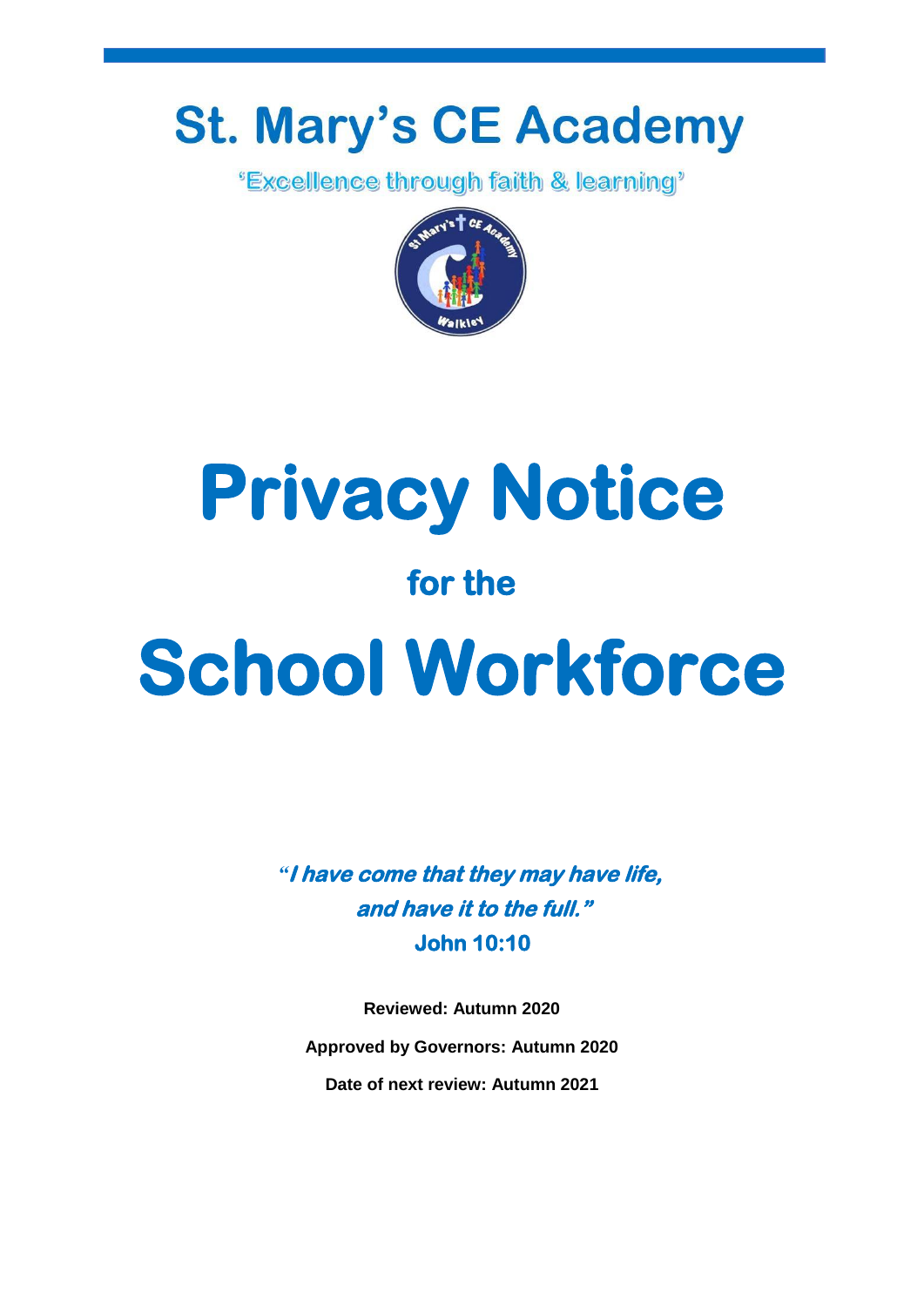# St. Mary's CE Academy

'Excellence through faith & learning'

# Privacy Notice

## for the

# School Workforce

***"I have come that they may have life, and have it to the full."***
**John 10:10**

**Reviewed: Autumn 2020**

**Approved by Governors: Autumn 2020**

**Date of next review: Autumn 2021**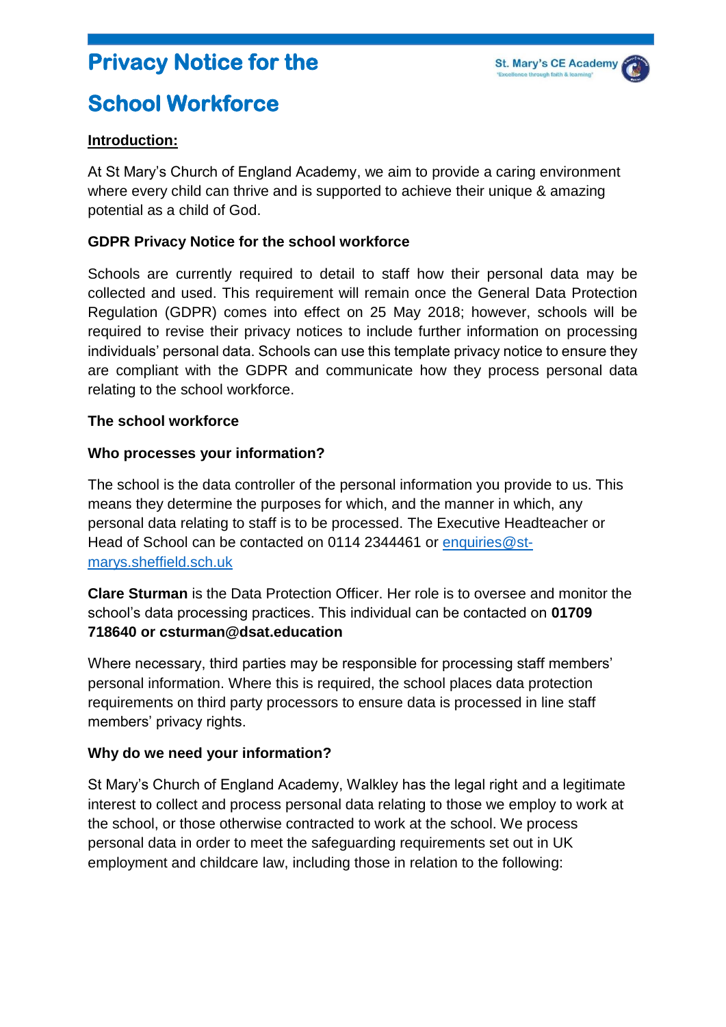# Privacy Notice for the School Workforce

**Introduction:**

At St Mary's Church of England Academy, we aim to provide a caring environment where every child can thrive and is supported to achieve their unique & amazing potential as a child of God.

**GDPR Privacy Notice for the school workforce**

Schools are currently required to detail to staff how their personal data may be collected and used. This requirement will remain once the General Data Protection Regulation (GDPR) comes into effect on 25 May 2018; however, schools will be required to revise their privacy notices to include further information on processing individuals' personal data. Schools can use this template privacy notice to ensure they are compliant with the GDPR and communicate how they process personal data relating to the school workforce.

**The school workforce**

**Who processes your information?**

The school is the data controller of the personal information you provide to us. This means they determine the purposes for which, and the manner in which, any personal data relating to staff is to be processed. The Executive Headteacher or Head of School can be contacted on 0114 2344461 or enquiries@st-marys.sheffield.sch.uk

**Clare Sturman** is the Data Protection Officer. Her role is to oversee and monitor the school's data processing practices. This individual can be contacted on **01709 718640 or csturman@dsat.education**

Where necessary, third parties may be responsible for processing staff members' personal information. Where this is required, the school places data protection requirements on third party processors to ensure data is processed in line staff members' privacy rights.

**Why do we need your information?**

St Mary's Church of England Academy, Walkley has the legal right and a legitimate interest to collect and process personal data relating to those we employ to work at the school, or those otherwise contracted to work at the school. We process personal data in order to meet the safeguarding requirements set out in UK employment and childcare law, including those in relation to the following: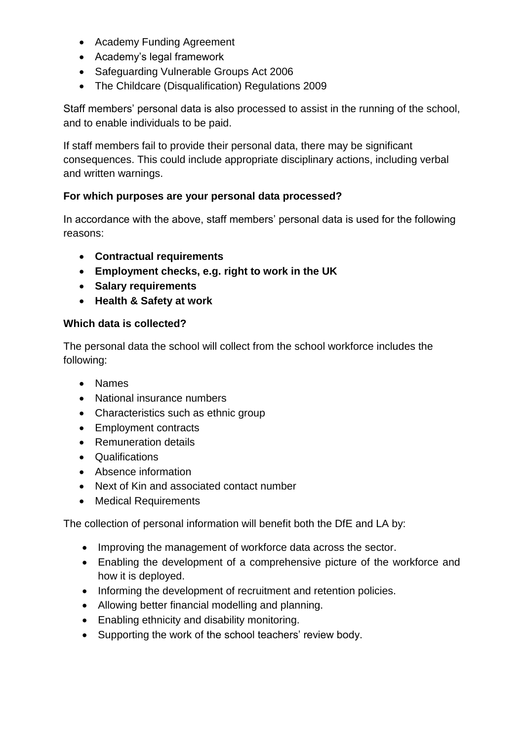- Academy Funding Agreement
- Academy's legal framework
- Safeguarding Vulnerable Groups Act 2006
- The Childcare (Disqualification) Regulations 2009

Staff members' personal data is also processed to assist in the running of the school, and to enable individuals to be paid.

If staff members fail to provide their personal data, there may be significant consequences. This could include appropriate disciplinary actions, including verbal and written warnings.

**For which purposes are your personal data processed?**

In accordance with the above, staff members' personal data is used for the following reasons:

- **Contractual requirements**
- **Employment checks, e.g. right to work in the UK**
- **Salary requirements**
- **Health & Safety at work**

**Which data is collected?**

The personal data the school will collect from the school workforce includes the following:

- Names
- National insurance numbers
- Characteristics such as ethnic group
- Employment contracts
- Remuneration details
- Qualifications
- Absence information
- Next of Kin and associated contact number
- Medical Requirements

The collection of personal information will benefit both the DfE and LA by:

- Improving the management of workforce data across the sector.
- Enabling the development of a comprehensive picture of the workforce and how it is deployed.
- Informing the development of recruitment and retention policies.
- Allowing better financial modelling and planning.
- Enabling ethnicity and disability monitoring.
- Supporting the work of the school teachers' review body.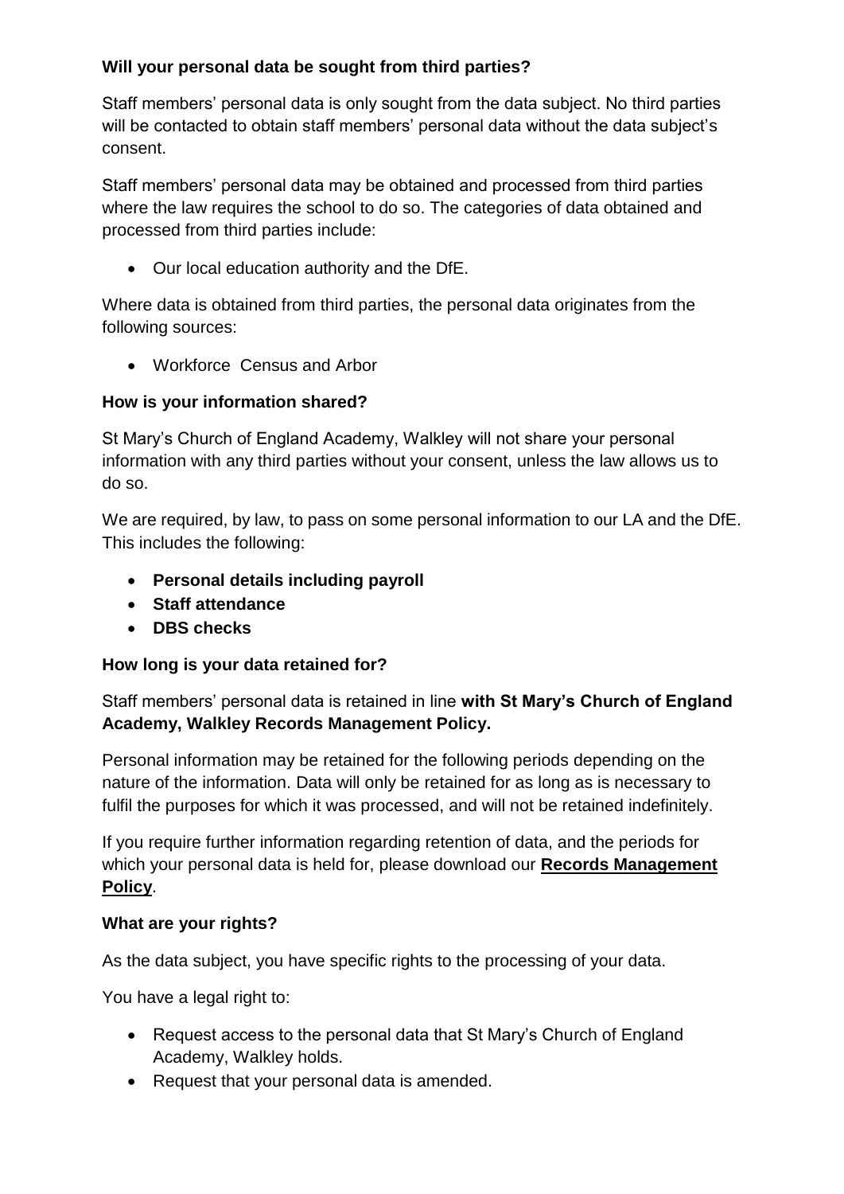**Will your personal data be sought from third parties?**

Staff members' personal data is only sought from the data subject. No third parties will be contacted to obtain staff members' personal data without the data subject's consent.

Staff members' personal data may be obtained and processed from third parties where the law requires the school to do so. The categories of data obtained and processed from third parties include:

- Our local education authority and the DfE.

Where data is obtained from third parties, the personal data originates from the following sources:

- Workforce Census and Arbor

**How is your information shared?**

St Mary's Church of England Academy, Walkley will not share your personal information with any third parties without your consent, unless the law allows us to do so.

We are required, by law, to pass on some personal information to our LA and the DfE. This includes the following:

- **Personal details including payroll**
- **Staff attendance**
- **DBS checks**

**How long is your data retained for?**

Staff members' personal data is retained in line **with St Mary's Church of England Academy, Walkley Records Management Policy.**

Personal information may be retained for the following periods depending on the nature of the information. Data will only be retained for as long as is necessary to fulfil the purposes for which it was processed, and will not be retained indefinitely.

If you require further information regarding retention of data, and the periods for which your personal data is held for, please download our **Records Management Policy**.

**What are your rights?**

As the data subject, you have specific rights to the processing of your data.

You have a legal right to:

- Request access to the personal data that St Mary's Church of England Academy, Walkley holds.
- Request that your personal data is amended.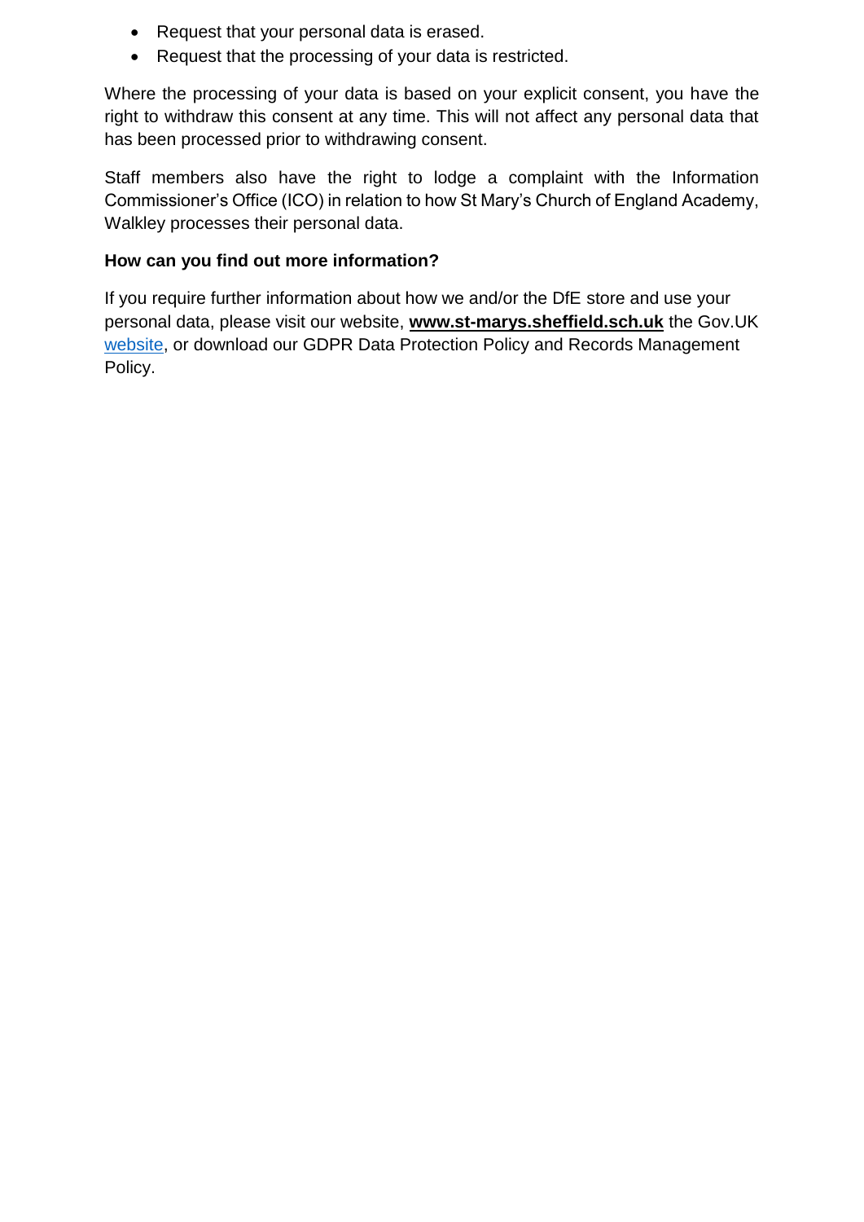- Request that your personal data is erased.
- Request that the processing of your data is restricted.

Where the processing of your data is based on your explicit consent, you have the right to withdraw this consent at any time. This will not affect any personal data that has been processed prior to withdrawing consent.

Staff members also have the right to lodge a complaint with the Information Commissioner's Office (ICO) in relation to how St Mary's Church of England Academy, Walkley processes their personal data.

**How can you find out more information?**

If you require further information about how we and/or the DfE store and use your personal data, please visit our website, **www.st-marys.sheffield.sch.uk** the Gov.UK website, or download our GDPR Data Protection Policy and Records Management Policy.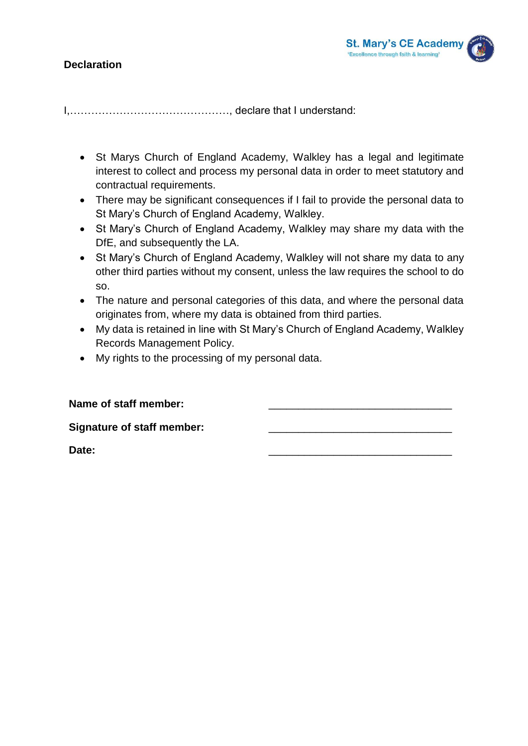**Declaration**

I,………………………………………, declare that I understand:

- St Marys Church of England Academy, Walkley has a legal and legitimate interest to collect and process my personal data in order to meet statutory and contractual requirements.
- There may be significant consequences if I fail to provide the personal data to St Mary's Church of England Academy, Walkley.
- St Mary's Church of England Academy, Walkley may share my data with the DfE, and subsequently the LA.
- St Mary's Church of England Academy, Walkley will not share my data to any other third parties without my consent, unless the law requires the school to do so.
- The nature and personal categories of this data, and where the personal data originates from, where my data is obtained from third parties.
- My data is retained in line with St Mary's Church of England Academy, Walkley Records Management Policy.
- My rights to the processing of my personal data.

**Name of staff member:** ______________________________

**Signature of staff member:** ______________________________

**Date:** ______________________________